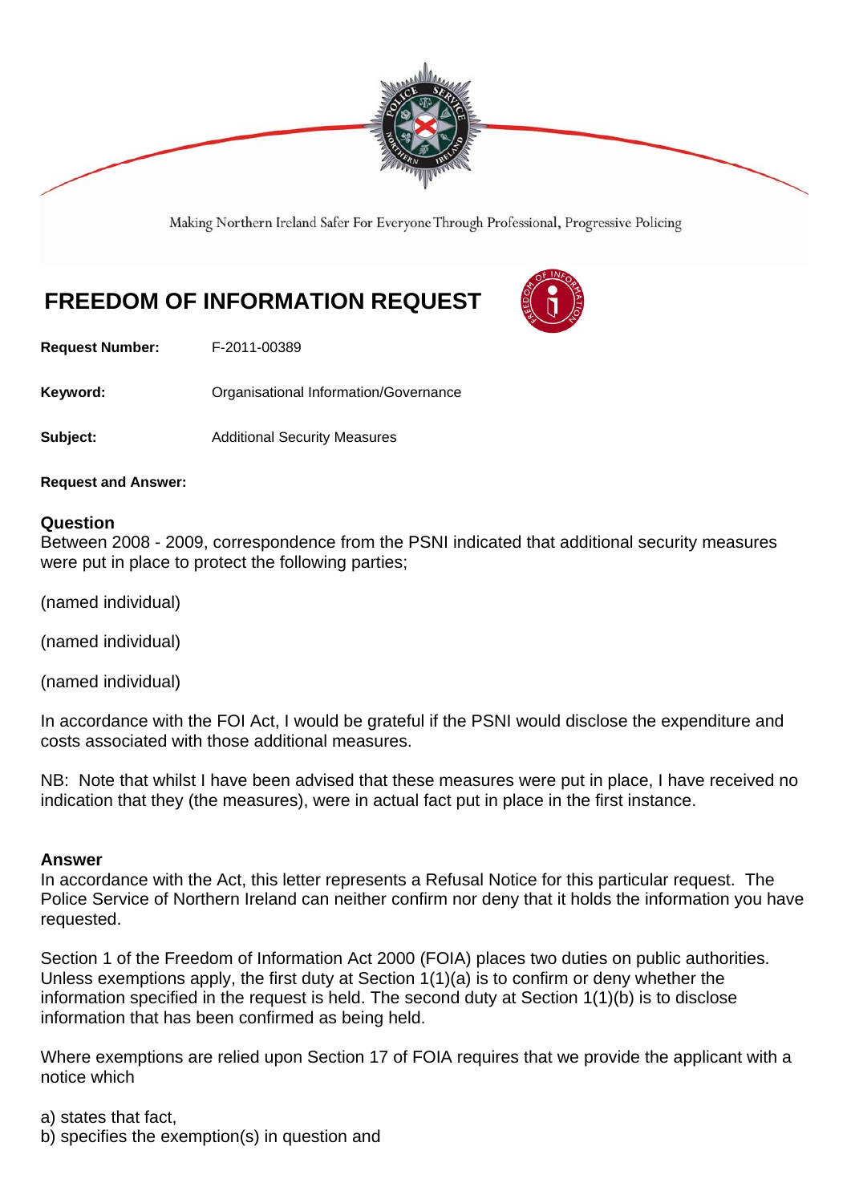Making Northern Ireland Safer For Everyone Through Professional, Progressive Policing

# FREEDOM OF INFORMATION REQUEST

**Request Number:** F-2011-00389

**Keyword:** Organisational Information/Governance

**Subject:** Additional Security Measures

**Request and Answer:**

## Question

Between 2008 - 2009, correspondence from the PSNI indicated that additional security measures were put in place to protect the following parties;

(named individual)

(named individual)

(named individual)

In accordance with the FOI Act, I would be grateful if the PSNI would disclose the expenditure and costs associated with those additional measures.

NB: Note that whilst I have been advised that these measures were put in place, I have received no indication that they (the measures), were in actual fact put in place in the first instance.

## Answer

In accordance with the Act, this letter represents a Refusal Notice for this particular request. The Police Service of Northern Ireland can neither confirm nor deny that it holds the information you have requested.

Section 1 of the Freedom of Information Act 2000 (FOIA) places two duties on public authorities. Unless exemptions apply, the first duty at Section 1(1)(a) is to confirm or deny whether the information specified in the request is held. The second duty at Section 1(1)(b) is to disclose information that has been confirmed as being held.

Where exemptions are relied upon Section 17 of FOIA requires that we provide the applicant with a notice which

a) states that fact,
b) specifies the exemption(s) in question and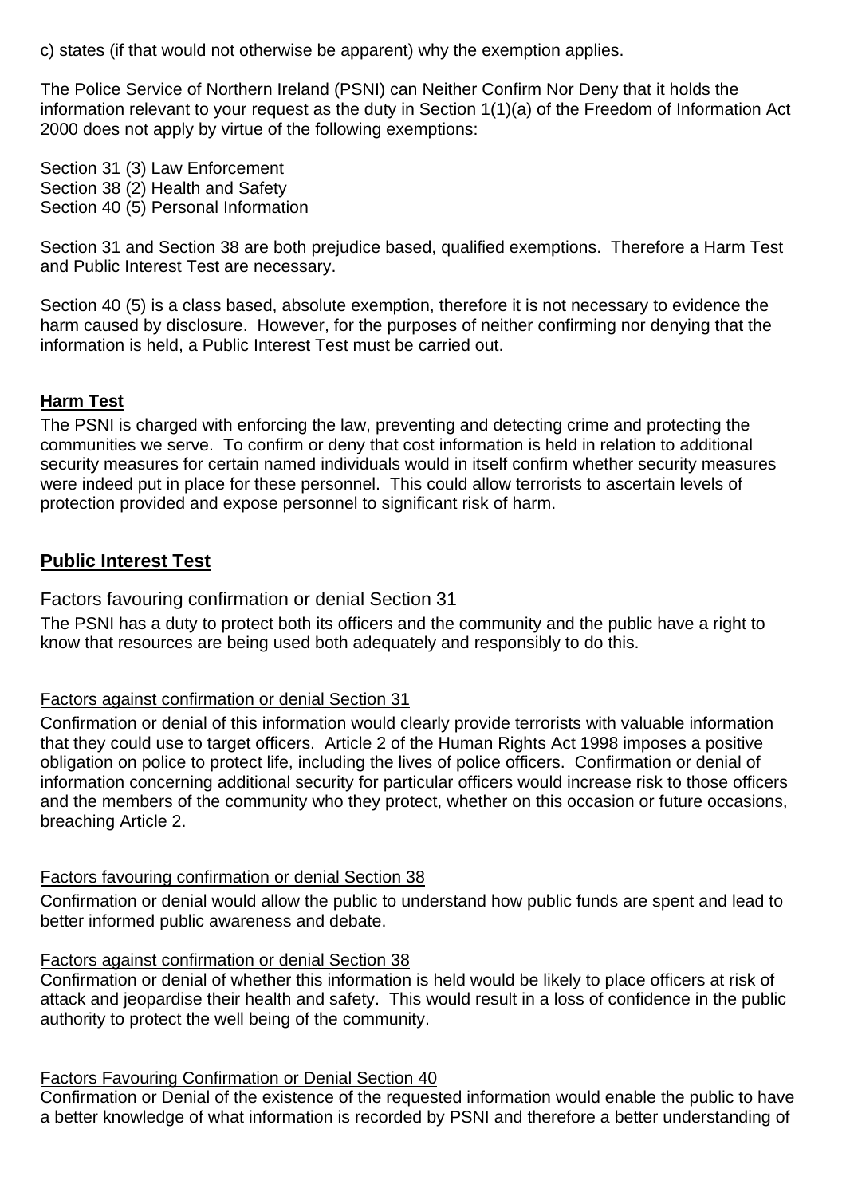c) states (if that would not otherwise be apparent) why the exemption applies.

The Police Service of Northern Ireland (PSNI) can Neither Confirm Nor Deny that it holds the information relevant to your request as the duty in Section 1(1)(a) of the Freedom of Information Act 2000 does not apply by virtue of the following exemptions:

Section 31 (3) Law Enforcement
Section 38 (2) Health and Safety
Section 40 (5) Personal Information

Section 31 and Section 38 are both prejudice based, qualified exemptions. Therefore a Harm Test and Public Interest Test are necessary.

Section 40 (5) is a class based, absolute exemption, therefore it is not necessary to evidence the harm caused by disclosure. However, for the purposes of neither confirming nor denying that the information is held, a Public Interest Test must be carried out.

**Harm Test**

The PSNI is charged with enforcing the law, preventing and detecting crime and protecting the communities we serve. To confirm or deny that cost information is held in relation to additional security measures for certain named individuals would in itself confirm whether security measures were indeed put in place for these personnel. This could allow terrorists to ascertain levels of protection provided and expose personnel to significant risk of harm.

## Public Interest Test

### Factors favouring confirmation or denial Section 31

The PSNI has a duty to protect both its officers and the community and the public have a right to know that resources are being used both adequately and responsibly to do this.

#### Factors against confirmation or denial Section 31

Confirmation or denial of this information would clearly provide terrorists with valuable information that they could use to target officers. Article 2 of the Human Rights Act 1998 imposes a positive obligation on police to protect life, including the lives of police officers. Confirmation or denial of information concerning additional security for particular officers would increase risk to those officers and the members of the community who they protect, whether on this occasion or future occasions, breaching Article 2.

#### Factors favouring confirmation or denial Section 38

Confirmation or denial would allow the public to understand how public funds are spent and lead to better informed public awareness and debate.

#### Factors against confirmation or denial Section 38

Confirmation or denial of whether this information is held would be likely to place officers at risk of attack and jeopardise their health and safety. This would result in a loss of confidence in the public authority to protect the well being of the community.

#### Factors Favouring Confirmation or Denial Section 40

Confirmation or Denial of the existence of the requested information would enable the public to have a better knowledge of what information is recorded by PSNI and therefore a better understanding of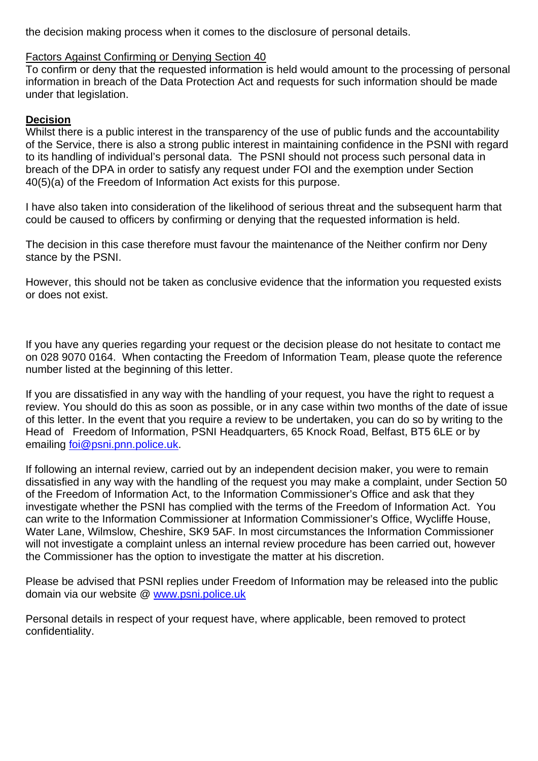the decision making process when it comes to the disclosure of personal details.

Factors Against Confirming or Denying Section 40
To confirm or deny that the requested information is held would amount to the processing of personal information in breach of the Data Protection Act and requests for such information should be made under that legislation.

**Decision**
Whilst there is a public interest in the transparency of the use of public funds and the accountability of the Service, there is also a strong public interest in maintaining confidence in the PSNI with regard to its handling of individual's personal data. The PSNI should not process such personal data in breach of the DPA in order to satisfy any request under FOI and the exemption under Section 40(5)(a) of the Freedom of Information Act exists for this purpose.

I have also taken into consideration of the likelihood of serious threat and the subsequent harm that could be caused to officers by confirming or denying that the requested information is held.

The decision in this case therefore must favour the maintenance of the Neither confirm nor Deny stance by the PSNI.

However, this should not be taken as conclusive evidence that the information you requested exists or does not exist.

If you have any queries regarding your request or the decision please do not hesitate to contact me on 028 9070 0164. When contacting the Freedom of Information Team, please quote the reference number listed at the beginning of this letter.

If you are dissatisfied in any way with the handling of your request, you have the right to request a review. You should do this as soon as possible, or in any case within two months of the date of issue of this letter. In the event that you require a review to be undertaken, you can do so by writing to the Head of Freedom of Information, PSNI Headquarters, 65 Knock Road, Belfast, BT5 6LE or by emailing foi@psni.pnn.police.uk.

If following an internal review, carried out by an independent decision maker, you were to remain dissatisfied in any way with the handling of the request you may make a complaint, under Section 50 of the Freedom of Information Act, to the Information Commissioner's Office and ask that they investigate whether the PSNI has complied with the terms of the Freedom of Information Act. You can write to the Information Commissioner at Information Commissioner's Office, Wycliffe House, Water Lane, Wilmslow, Cheshire, SK9 5AF. In most circumstances the Information Commissioner will not investigate a complaint unless an internal review procedure has been carried out, however the Commissioner has the option to investigate the matter at his discretion.

Please be advised that PSNI replies under Freedom of Information may be released into the public domain via our website @ www.psni.police.uk

Personal details in respect of your request have, where applicable, been removed to protect confidentiality.